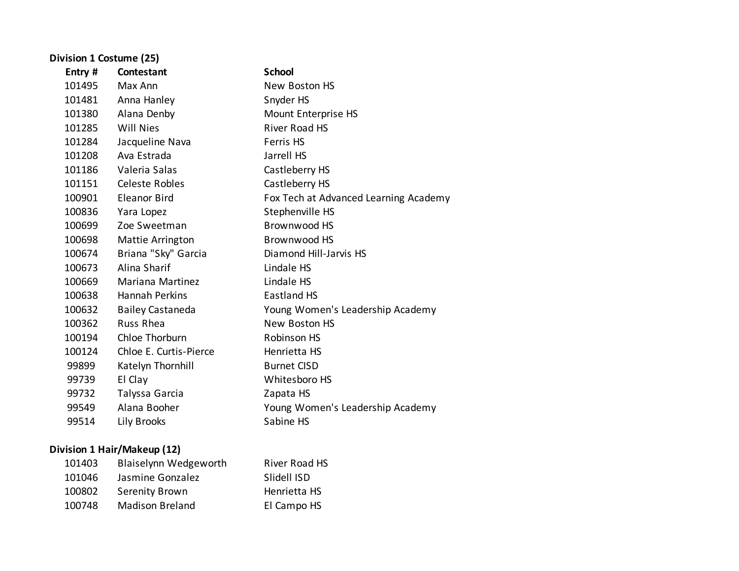**Division 1 Costume (25)**

| Entry # | Contestant | School |
|---|---|---|
| 101495 | Max Ann | New Boston HS |
| 101481 | Anna Hanley | Snyder HS |
| 101380 | Alana Denby | Mount Enterprise HS |
| 101285 | Will Nies | River Road HS |
| 101284 | Jacqueline Nava | Ferris HS |
| 101208 | Ava Estrada | Jarrell HS |
| 101186 | Valeria Salas | Castleberry HS |
| 101151 | Celeste Robles | Castleberry HS |
| 100901 | Eleanor Bird | Fox Tech at Advanced Learning Academy |
| 100836 | Yara Lopez | Stephenville HS |
| 100699 | Zoe Sweetman | Brownwood HS |
| 100698 | Mattie Arrington | Brownwood HS |
| 100674 | Briana "Sky" Garcia | Diamond Hill-Jarvis HS |
| 100673 | Alina Sharif | Lindale HS |
| 100669 | Mariana Martinez | Lindale HS |
| 100638 | Hannah Perkins | Eastland HS |
| 100632 | Bailey Castaneda | Young Women's Leadership Academy |
| 100362 | Russ Rhea | New Boston HS |
| 100194 | Chloe Thorburn | Robinson HS |
| 100124 | Chloe E. Curtis-Pierce | Henrietta HS |
| 99899 | Katelyn Thornhill | Burnet CISD |
| 99739 | El Clay | Whitesboro HS |
| 99732 | Talyssa Garcia | Zapata HS |
| 99549 | Alana Booher | Young Women's Leadership Academy |
| 99514 | Lily Brooks | Sabine HS |

**Division 1 Hair/Makeup (12)**

| Entry # | Contestant | School |
|---|---|---|
| 101403 | Blaiselynn Wedgeworth | River Road HS |
| 101046 | Jasmine Gonzalez | Slidell ISD |
| 100802 | Serenity Brown | Henrietta HS |
| 100748 | Madison Breland | El Campo HS |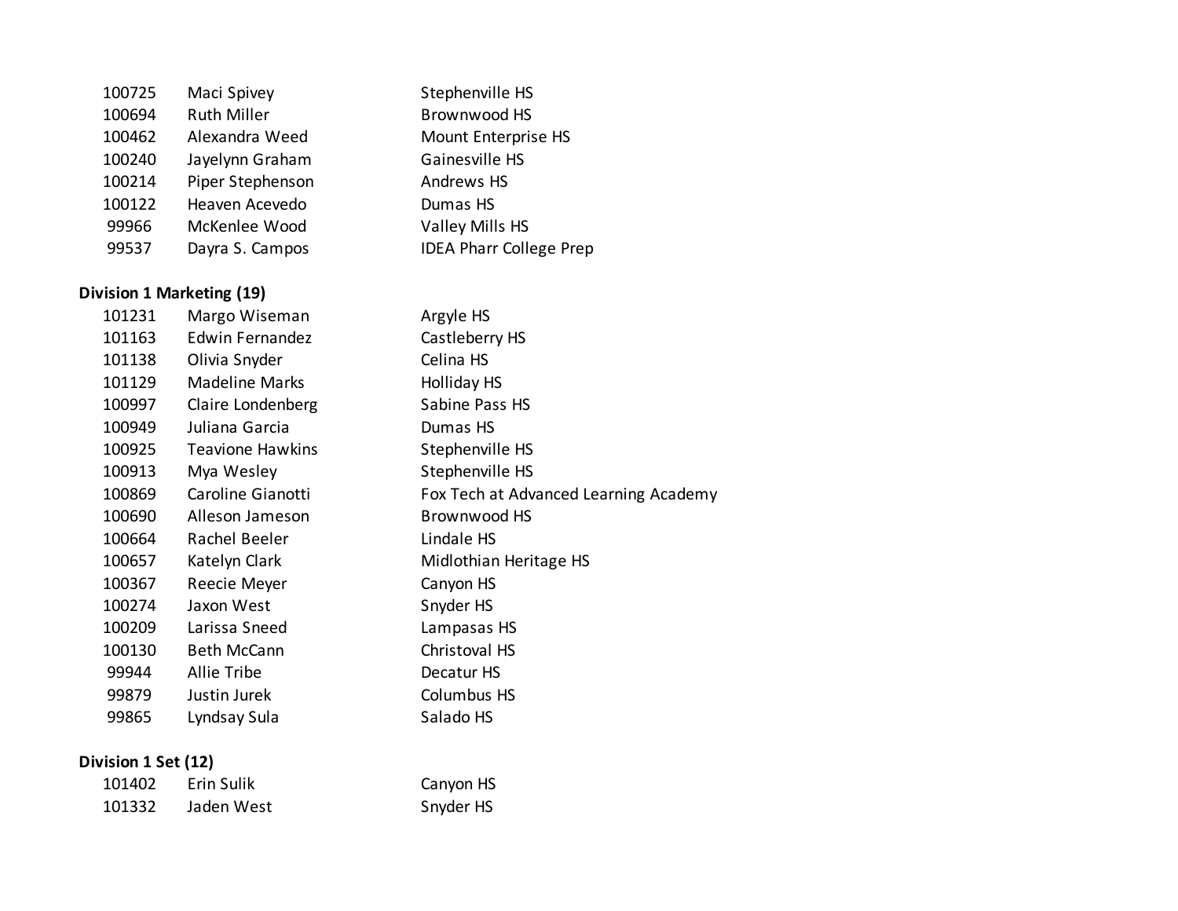| | | |
|---|---|---|
| 100725 | Maci Spivey | Stephenville HS |
| 100694 | Ruth Miller | Brownwood HS |
| 100462 | Alexandra Weed | Mount Enterprise HS |
| 100240 | Jayelynn Graham | Gainesville HS |
| 100214 | Piper Stephenson | Andrews HS |
| 100122 | Heaven Acevedo | Dumas HS |
| 99966 | McKenlee Wood | Valley Mills HS |
| 99537 | Dayra S. Campos | IDEA Pharr College Prep |

**Division 1 Marketing (19)**

| | | |
|---|---|---|
| 101231 | Margo Wiseman | Argyle HS |
| 101163 | Edwin Fernandez | Castleberry HS |
| 101138 | Olivia Snyder | Celina HS |
| 101129 | Madeline Marks | Holliday HS |
| 100997 | Claire Londenberg | Sabine Pass HS |
| 100949 | Juliana Garcia | Dumas HS |
| 100925 | Teavione Hawkins | Stephenville HS |
| 100913 | Mya Wesley | Stephenville HS |
| 100869 | Caroline Gianotti | Fox Tech at Advanced Learning Academy |
| 100690 | Alleson Jameson | Brownwood HS |
| 100664 | Rachel Beeler | Lindale HS |
| 100657 | Katelyn Clark | Midlothian Heritage HS |
| 100367 | Reecie Meyer | Canyon HS |
| 100274 | Jaxon West | Snyder HS |
| 100209 | Larissa Sneed | Lampasas HS |
| 100130 | Beth McCann | Christoval HS |
| 99944 | Allie Tribe | Decatur HS |
| 99879 | Justin Jurek | Columbus HS |
| 99865 | Lyndsay Sula | Salado HS |

**Division 1 Set (12)**

| | | |
|---|---|---|
| 101402 | Erin Sulik | Canyon HS |
| 101332 | Jaden West | Snyder HS |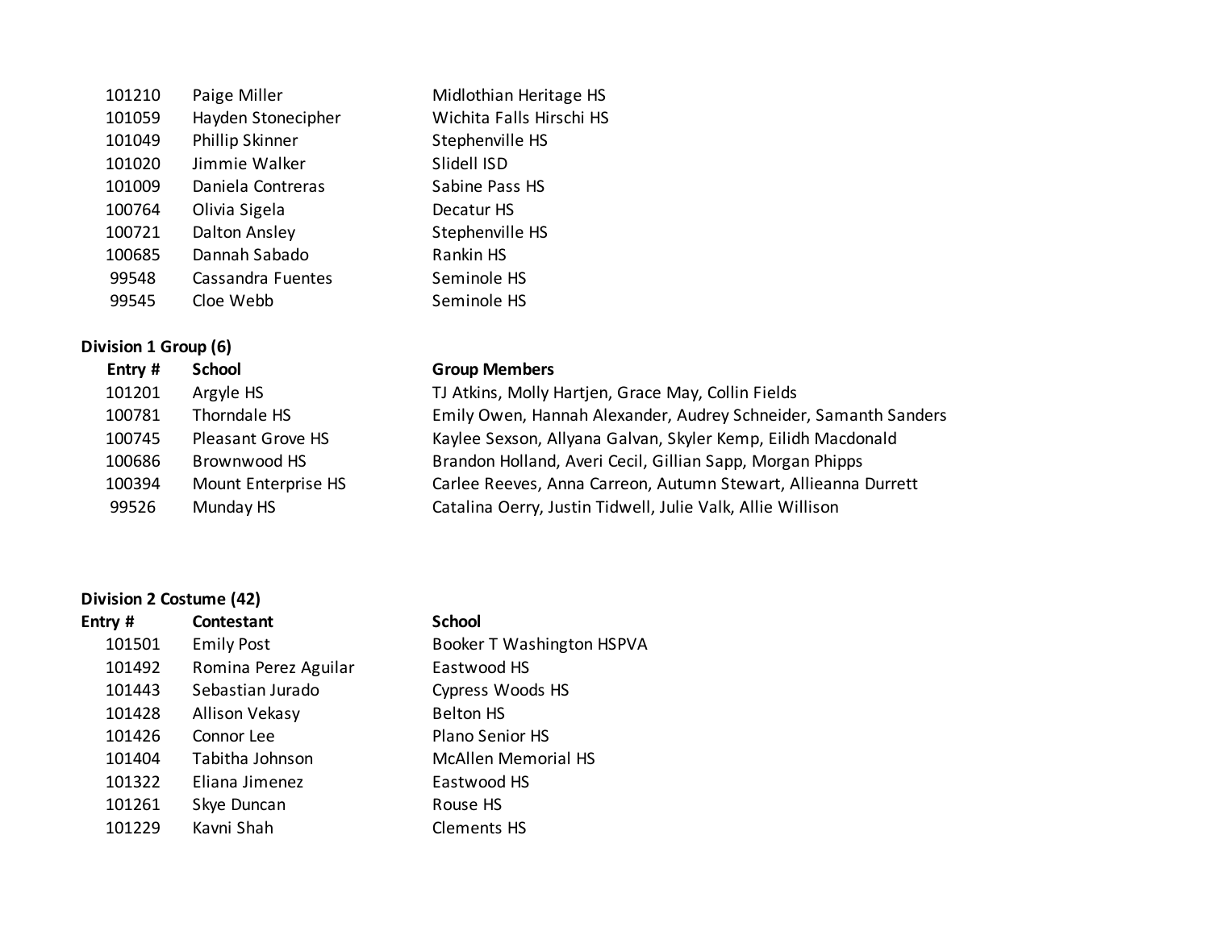| | | |
|---|---|---|
| 101210 | Paige Miller | Midlothian Heritage HS |
| 101059 | Hayden Stonecipher | Wichita Falls Hirschi HS |
| 101049 | Phillip Skinner | Stephenville HS |
| 101020 | Jimmie Walker | Slidell ISD |
| 101009 | Daniela Contreras | Sabine Pass HS |
| 100764 | Olivia Sigela | Decatur HS |
| 100721 | Dalton Ansley | Stephenville HS |
| 100685 | Dannah Sabado | Rankin HS |
| 99548 | Cassandra Fuentes | Seminole HS |
| 99545 | Cloe Webb | Seminole HS |

**Division 1 Group (6)**

| Entry # | School | Group Members |
|---|---|---|
| 101201 | Argyle HS | TJ Atkins, Molly Hartjen, Grace May, Collin Fields |
| 100781 | Thorndale HS | Emily Owen, Hannah Alexander, Audrey Schneider, Samanth Sanders |
| 100745 | Pleasant Grove HS | Kaylee Sexson, Allyana Galvan, Skyler Kemp, Eilidh Macdonald |
| 100686 | Brownwood HS | Brandon Holland, Averi Cecil, Gillian Sapp, Morgan Phipps |
| 100394 | Mount Enterprise HS | Carlee Reeves, Anna Carreon, Autumn Stewart, Allieanna Durrett |
| 99526 | Munday HS | Catalina Oerry, Justin Tidwell, Julie Valk, Allie Willison |

**Division 2 Costume (42)**

| Entry # | Contestant | School |
|---|---|---|
| 101501 | Emily Post | Booker T Washington HSPVA |
| 101492 | Romina Perez Aguilar | Eastwood HS |
| 101443 | Sebastian Jurado | Cypress Woods HS |
| 101428 | Allison Vekasy | Belton HS |
| 101426 | Connor Lee | Plano Senior HS |
| 101404 | Tabitha Johnson | McAllen Memorial HS |
| 101322 | Eliana Jimenez | Eastwood HS |
| 101261 | Skye Duncan | Rouse HS |
| 101229 | Kavni Shah | Clements HS |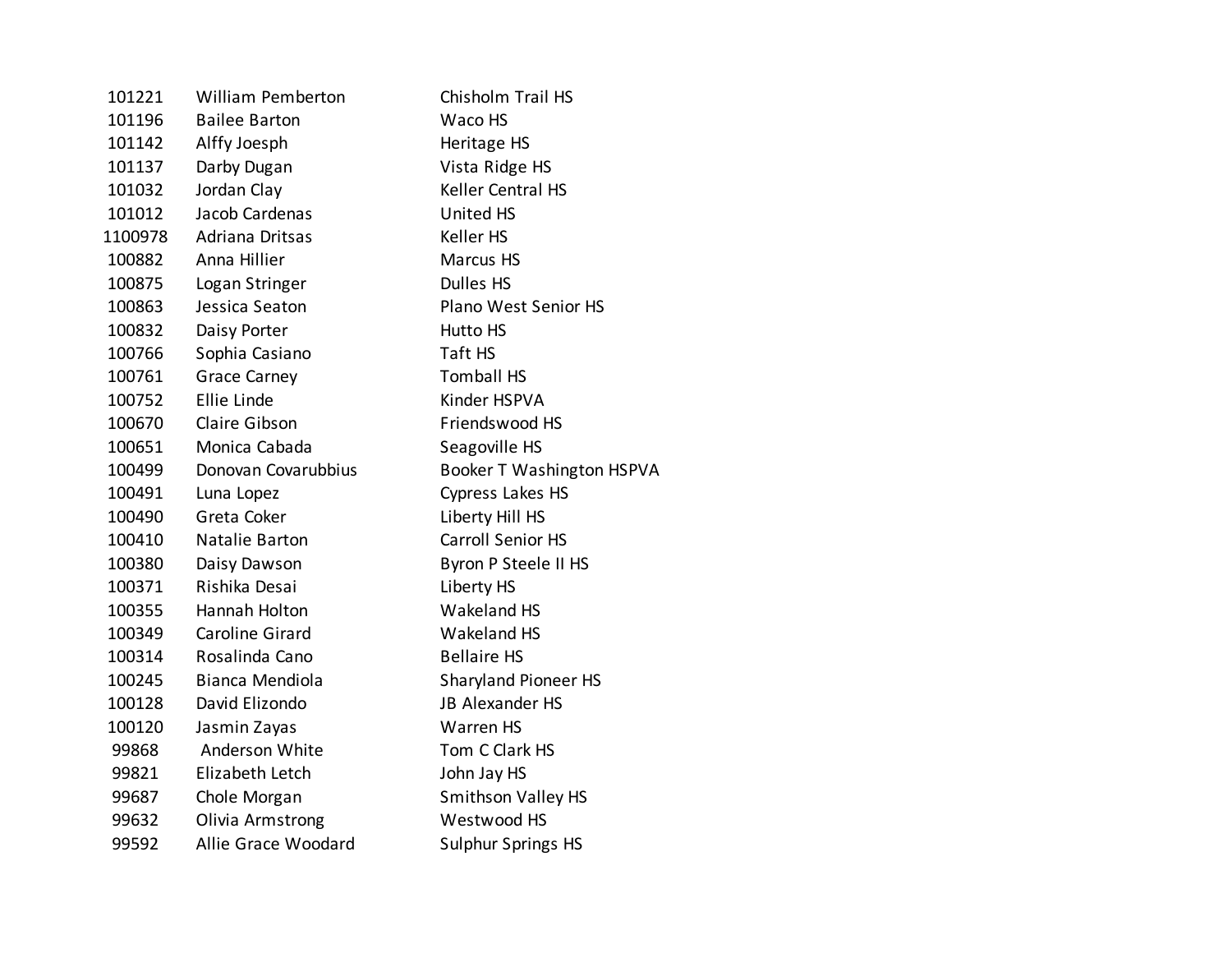| | | |
|---|---|---|
| 101221 | William Pemberton | Chisholm Trail HS |
| 101196 | Bailee Barton | Waco HS |
| 101142 | Alffy Joesph | Heritage HS |
| 101137 | Darby Dugan | Vista Ridge HS |
| 101032 | Jordan Clay | Keller Central HS |
| 101012 | Jacob Cardenas | United HS |
| 1100978 | Adriana Dritsas | Keller HS |
| 100882 | Anna Hillier | Marcus HS |
| 100875 | Logan Stringer | Dulles HS |
| 100863 | Jessica Seaton | Plano West Senior HS |
| 100832 | Daisy Porter | Hutto HS |
| 100766 | Sophia Casiano | Taft HS |
| 100761 | Grace Carney | Tomball HS |
| 100752 | Ellie Linde | Kinder HSPVA |
| 100670 | Claire Gibson | Friendswood HS |
| 100651 | Monica Cabada | Seagoville HS |
| 100499 | Donovan Covarubbius | Booker T Washington HSPVA |
| 100491 | Luna Lopez | Cypress Lakes HS |
| 100490 | Greta Coker | Liberty Hill HS |
| 100410 | Natalie Barton | Carroll Senior HS |
| 100380 | Daisy Dawson | Byron P Steele II HS |
| 100371 | Rishika Desai | Liberty HS |
| 100355 | Hannah Holton | Wakeland HS |
| 100349 | Caroline Girard | Wakeland HS |
| 100314 | Rosalinda Cano | Bellaire HS |
| 100245 | Bianca Mendiola | Sharyland Pioneer HS |
| 100128 | David Elizondo | JB Alexander HS |
| 100120 | Jasmin Zayas | Warren HS |
| 99868 | Anderson White | Tom C Clark HS |
| 99821 | Elizabeth Letch | John Jay HS |
| 99687 | Chole Morgan | Smithson Valley HS |
| 99632 | Olivia Armstrong | Westwood HS |
| 99592 | Allie Grace Woodard | Sulphur Springs HS |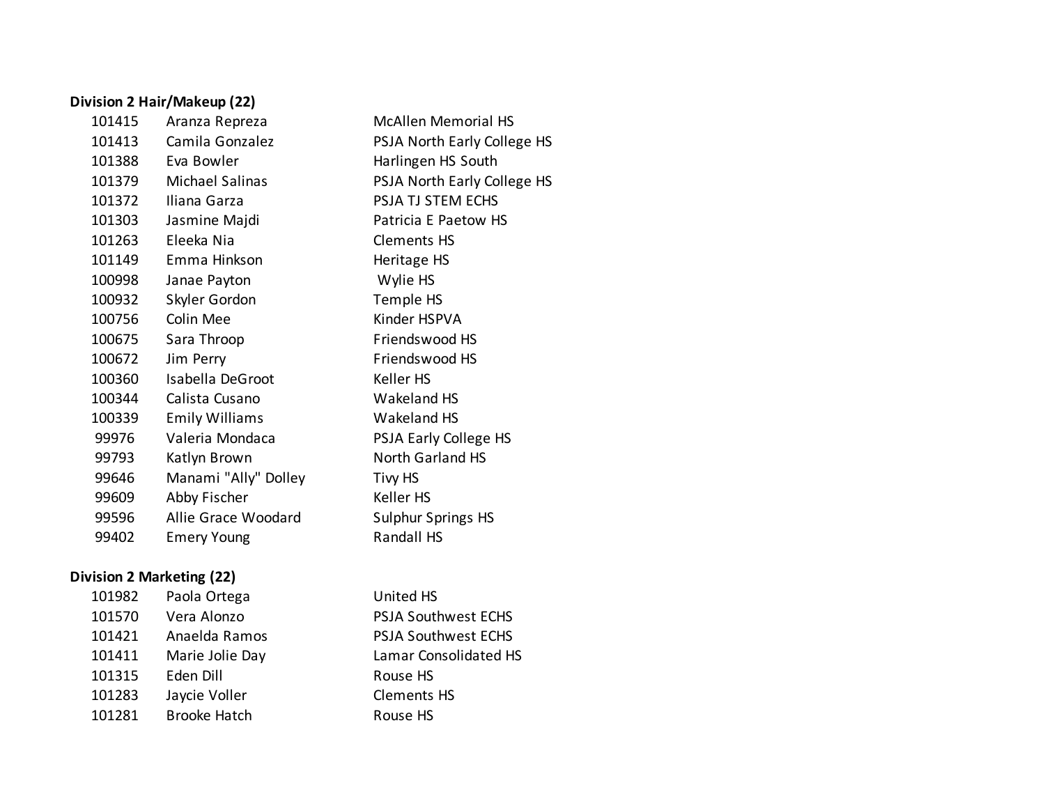**Division 2 Hair/Makeup (22)**

| | | |
|---|---|---|
| 101415 | Aranza Repreza | McAllen Memorial HS |
| 101413 | Camila Gonzalez | PSJA North Early College HS |
| 101388 | Eva Bowler | Harlingen HS South |
| 101379 | Michael Salinas | PSJA North Early College HS |
| 101372 | Iliana Garza | PSJA TJ STEM ECHS |
| 101303 | Jasmine Majdi | Patricia E Paetow HS |
| 101263 | Eleeka Nia | Clements HS |
| 101149 | Emma Hinkson | Heritage HS |
| 100998 | Janae Payton | Wylie HS |
| 100932 | Skyler Gordon | Temple HS |
| 100756 | Colin Mee | Kinder HSPVA |
| 100675 | Sara Throop | Friendswood HS |
| 100672 | Jim Perry | Friendswood HS |
| 100360 | Isabella DeGroot | Keller HS |
| 100344 | Calista Cusano | Wakeland HS |
| 100339 | Emily Williams | Wakeland HS |
| 99976 | Valeria Mondaca | PSJA Early College HS |
| 99793 | Katlyn Brown | North Garland HS |
| 99646 | Manami "Ally" Dolley | Tivy HS |
| 99609 | Abby Fischer | Keller HS |
| 99596 | Allie Grace Woodard | Sulphur Springs HS |
| 99402 | Emery Young | Randall HS |

**Division 2 Marketing (22)**

| | | |
|---|---|---|
| 101982 | Paola Ortega | United HS |
| 101570 | Vera Alonzo | PSJA Southwest ECHS |
| 101421 | Anaelda Ramos | PSJA Southwest ECHS |
| 101411 | Marie Jolie Day | Lamar Consolidated HS |
| 101315 | Eden Dill | Rouse HS |
| 101283 | Jaycie Voller | Clements HS |
| 101281 | Brooke Hatch | Rouse HS |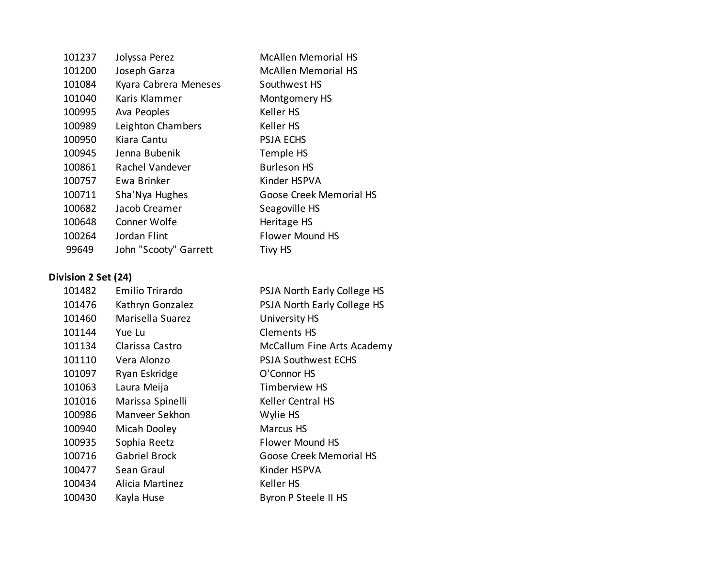| | | |
|---|---|---|
| 101237 | Jolyssa Perez | McAllen Memorial HS |
| 101200 | Joseph Garza | McAllen Memorial HS |
| 101084 | Kyara Cabrera Meneses | Southwest HS |
| 101040 | Karis Klammer | Montgomery HS |
| 100995 | Ava Peoples | Keller HS |
| 100989 | Leighton Chambers | Keller HS |
| 100950 | Kiara Cantu | PSJA ECHS |
| 100945 | Jenna Bubenik | Temple HS |
| 100861 | Rachel Vandever | Burleson HS |
| 100757 | Ewa Brinker | Kinder HSPVA |
| 100711 | Sha'Nya Hughes | Goose Creek Memorial HS |
| 100682 | Jacob Creamer | Seagoville HS |
| 100648 | Conner Wolfe | Heritage HS |
| 100264 | Jordan Flint | Flower Mound HS |
| 99649 | John "Scooty" Garrett | Tivy HS |

**Division 2 Set (24)**

| | | |
|---|---|---|
| 101482 | Emilio Trirardo | PSJA North Early College HS |
| 101476 | Kathryn Gonzalez | PSJA North Early College HS |
| 101460 | Marisella Suarez | University HS |
| 101144 | Yue Lu | Clements HS |
| 101134 | Clarissa Castro | McCallum Fine Arts Academy |
| 101110 | Vera Alonzo | PSJA Southwest ECHS |
| 101097 | Ryan Eskridge | O'Connor HS |
| 101063 | Laura Meija | Timberview HS |
| 101016 | Marissa Spinelli | Keller Central HS |
| 100986 | Manveer Sekhon | Wylie HS |
| 100940 | Micah Dooley | Marcus HS |
| 100935 | Sophia Reetz | Flower Mound HS |
| 100716 | Gabriel Brock | Goose Creek Memorial HS |
| 100477 | Sean Graul | Kinder HSPVA |
| 100434 | Alicia Martinez | Keller HS |
| 100430 | Kayla Huse | Byron P Steele II HS |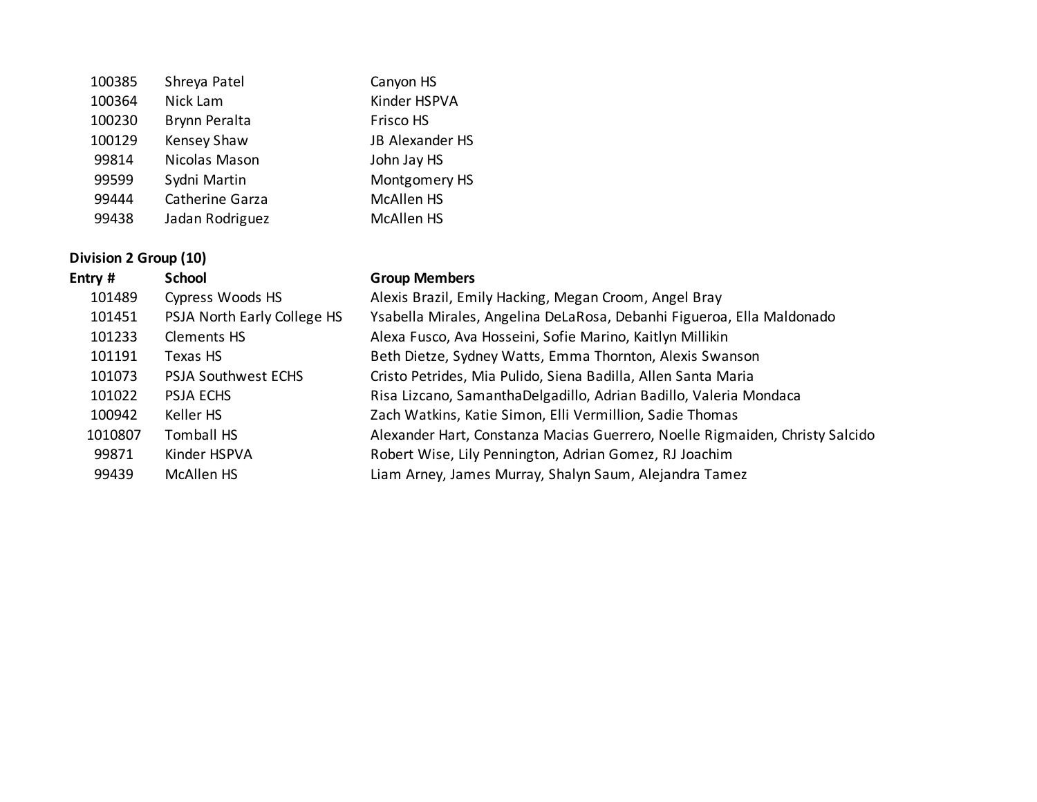| | | |
|---|---|---|
| 100385 | Shreya Patel | Canyon HS |
| 100364 | Nick Lam | Kinder HSPVA |
| 100230 | Brynn Peralta | Frisco HS |
| 100129 | Kensey Shaw | JB Alexander HS |
| 99814 | Nicolas Mason | John Jay HS |
| 99599 | Sydni Martin | Montgomery HS |
| 99444 | Catherine Garza | McAllen HS |
| 99438 | Jadan Rodriguez | McAllen HS |

**Division 2 Group (10)**

| Entry # | School | Group Members |
|---|---|---|
| 101489 | Cypress Woods HS | Alexis Brazil, Emily Hacking, Megan Croom, Angel Bray |
| 101451 | PSJA North Early College HS | Ysabella Mirales, Angelina DeLaRosa, Debanhi Figueroa, Ella Maldonado |
| 101233 | Clements HS | Alexa Fusco, Ava Hosseini, Sofie Marino, Kaitlyn Millikin |
| 101191 | Texas HS | Beth Dietze, Sydney Watts, Emma Thornton, Alexis Swanson |
| 101073 | PSJA Southwest ECHS | Cristo Petrides, Mia Pulido, Siena Badilla, Allen Santa Maria |
| 101022 | PSJA ECHS | Risa Lizcano, SamanthaDelgadillo, Adrian Badillo, Valeria Mondaca |
| 100942 | Keller HS | Zach Watkins, Katie Simon, Elli Vermillion, Sadie Thomas |
| 1010807 | Tomball HS | Alexander Hart, Constanza Macias Guerrero, Noelle Rigmaiden, Christy Salcido |
| 99871 | Kinder HSPVA | Robert Wise, Lily Pennington, Adrian Gomez, RJ Joachim |
| 99439 | McAllen HS | Liam Arney, James Murray, Shalyn Saum, Alejandra Tamez |